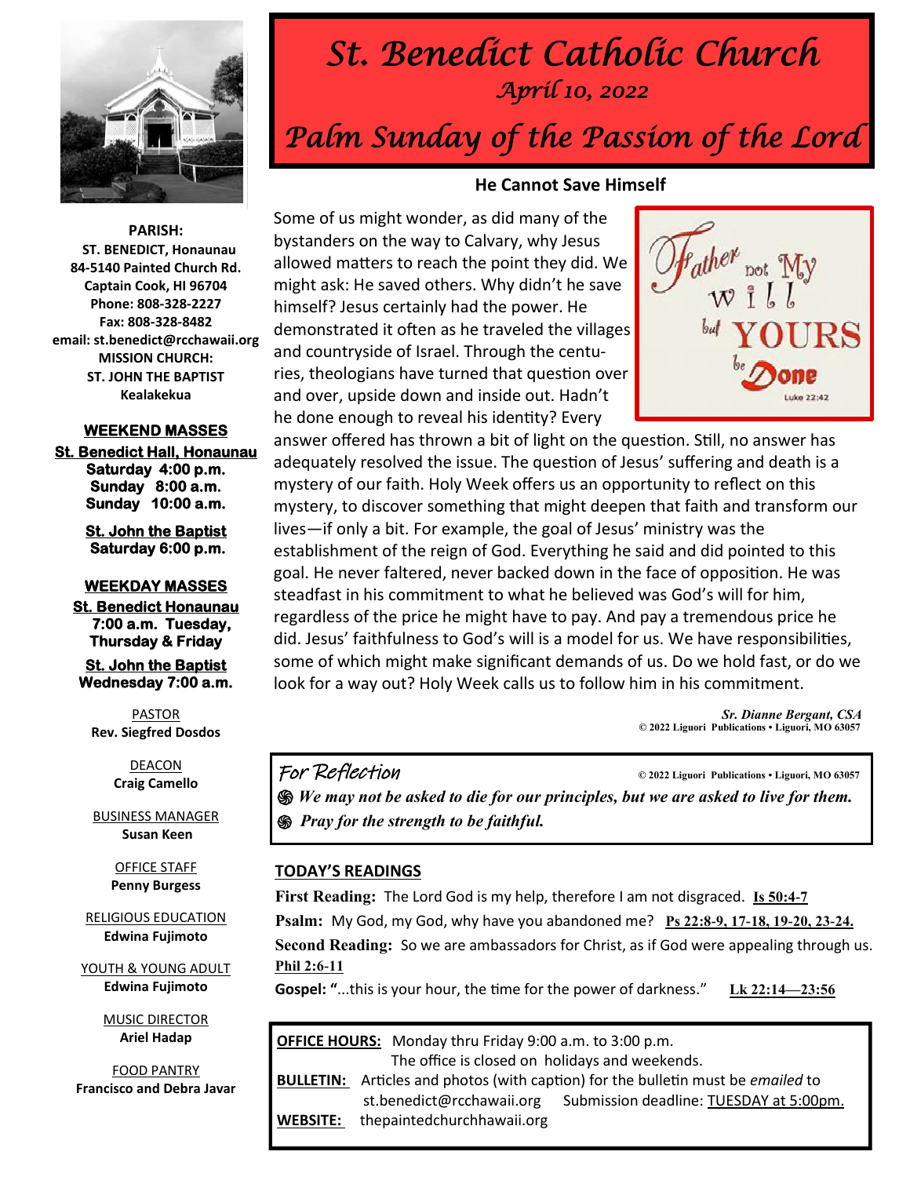# St. Benedict Catholic Church

*April 10, 2022*

## *Palm Sunday of the Passion of the Lord*

**PARISH:**
**ST. BENEDICT, Honaunau**
**84-5140 Painted Church Rd.**
**Captain Cook, HI 96704**
**Phone: 808-328-2227**
**Fax: 808-328-8482**
**email: st.benedict@rcchawaii.org**
**MISSION CHURCH:**
**ST. JOHN THE BAPTIST**
**Kealakekua**

**WEEKEND MASSES**

**St. Benedict Hall, Honaunau**
**Saturday 4:00 p.m.**
**Sunday 8:00 a.m.**
**Sunday 10:00 a.m.**

**St. John the Baptist**
**Saturday 6:00 p.m.**

**WEEKDAY MASSES**

**St. Benedict Honaunau**
**7:00 a.m. Tuesday, Thursday & Friday**

**St. John the Baptist**
**Wednesday 7:00 a.m.**

PASTOR
**Rev. Siegfred Dosdos**

DEACON
**Craig Camello**

BUSINESS MANAGER
**Susan Keen**

OFFICE STAFF
**Penny Burgess**

RELIGIOUS EDUCATION
**Edwina Fujimoto**

YOUTH & YOUNG ADULT
**Edwina Fujimoto**

MUSIC DIRECTOR
**Ariel Hadap**

FOOD PANTRY
**Francisco and Debra Javar**

### He Cannot Save Himself

Father not My will but YOURS be Done
Luke 22:42

Some of us might wonder, as did many of the bystanders on the way to Calvary, why Jesus allowed matters to reach the point they did. We might ask: He saved others. Why didn't he save himself? Jesus certainly had the power. He demonstrated it often as he traveled the villages and countryside of Israel. Through the centuries, theologians have turned that question over and over, upside down and inside out. Hadn't he done enough to reveal his identity? Every answer offered has thrown a bit of light on the question. Still, no answer has adequately resolved the issue. The question of Jesus' suffering and death is a mystery of our faith. Holy Week offers us an opportunity to reflect on this mystery, to discover something that might deepen that faith and transform our lives—if only a bit. For example, the goal of Jesus' ministry was the establishment of the reign of God. Everything he said and did pointed to this goal. He never faltered, never backed down in the face of opposition. He was steadfast in his commitment to what he believed was God's will for him, regardless of the price he might have to pay. And pay a tremendous price he did. Jesus' faithfulness to God's will is a model for us. We have responsibilities, some of which might make significant demands of us. Do we hold fast, or do we look for a way out? Holy Week calls us to follow him in his commitment.

*Sr. Dianne Bergant, CSA*
© 2022 Liguori Publications • Liguori, MO 63057

### For Reflection

© 2022 Liguori Publications • Liguori, MO 63057

- ***We may not be asked to die for our principles, but we are asked to live for them.***
- ***Pray for the strength to be faithful.***

### TODAY'S READINGS

**First Reading:** The Lord God is my help, therefore I am not disgraced. **Is 50:4-7**

**Psalm:** My God, my God, why have you abandoned me? **Ps 22:8-9, 17-18, 19-20, 23-24.**

**Second Reading:** So we are ambassadors for Christ, as if God were appealing through us. **Phil 2:6-11**

**Gospel: "**...this is your hour, the time for the power of darkness." **Lk 22:14—23:56**

**OFFICE HOURS:** Monday thru Friday 9:00 a.m. to 3:00 p.m.
The office is closed on holidays and weekends.

**BULLETIN:** Articles and photos (with caption) for the bulletin must be *emailed* to st.benedict@rcchawaii.org Submission deadline: TUESDAY at 5:00pm.

**WEBSITE:** thepaintedchurchhawaii.org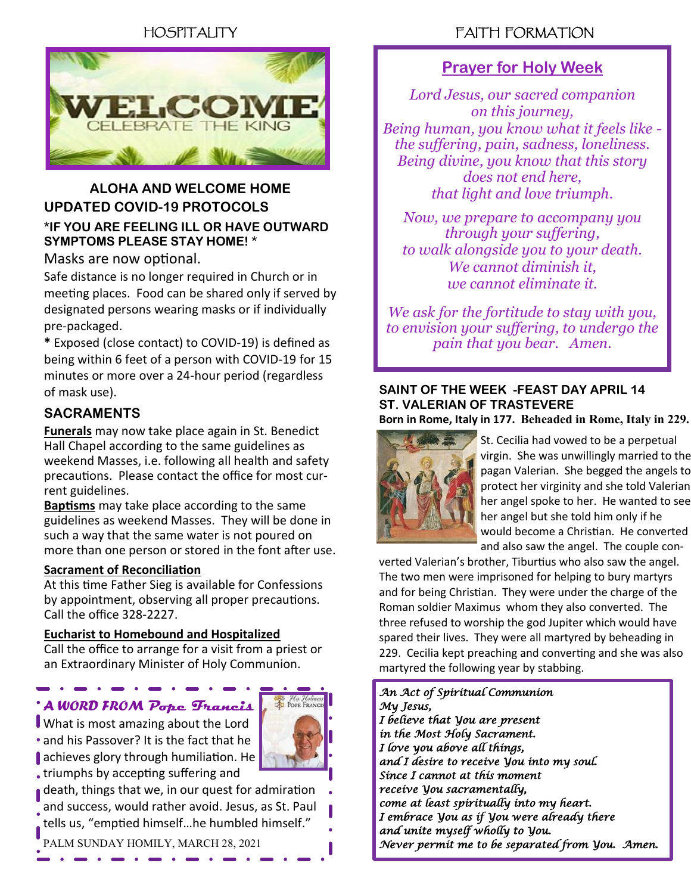## HOSPITALITY

### ALOHA AND WELCOME HOME

### UPDATED COVID-19 PROTOCOLS

**\*IF YOU ARE FEELING ILL OR HAVE OUTWARD SYMPTOMS PLEASE STAY HOME! \***

Masks are now optional.

Safe distance is no longer required in Church or in meeting places. Food can be shared only if served by designated persons wearing masks or if individually pre-packaged.

**\*** Exposed (close contact) to COVID-19) is defined as being within 6 feet of a person with COVID-19 for 15 minutes or more over a 24-hour period (regardless of mask use).

### SACRAMENTS

**Funerals** may now take place again in St. Benedict Hall Chapel according to the same guidelines as weekend Masses, i.e. following all health and safety precautions. Please contact the office for most current guidelines.

**Baptisms** may take place according to the same guidelines as weekend Masses. They will be done in such a way that the same water is not poured on more than one person or stored in the font after use.

**Sacrament of Reconciliation**

At this time Father Sieg is available for Confessions by appointment, observing all proper precautions. Call the office 328-2227.

**Eucharist to Homebound and Hospitalized**

Call the office to arrange for a visit from a priest or an Extraordinary Minister of Holy Communion.

### *A WORD FROM Pope Francis*

What is most amazing about the Lord and his Passover? It is the fact that he achieves glory through humiliation. He triumphs by accepting suffering and death, things that we, in our quest for admiration and success, would rather avoid. Jesus, as St. Paul tells us, "emptied himself…he humbled himself."

PALM SUNDAY HOMILY, MARCH 28, 2021

## FAITH FORMATION

### Prayer for Holy Week

*Lord Jesus, our sacred companion*
*on this journey,*
*Being human, you know what it feels like -*
*the suffering, pain, sadness, loneliness.*
*Being divine, you know that this story*
*does not end here,*
*that light and love triumph.*

*Now, we prepare to accompany you*
*through your suffering,*
*to walk alongside you to your death.*
*We cannot diminish it,*
*we cannot eliminate it.*

*We ask for the fortitude to stay with you,*
*to envision your suffering, to undergo the*
*pain that you bear. Amen.*

### SAINT OF THE WEEK -FEAST DAY APRIL 14

### ST. VALERIAN OF TRASTEVERE

**Born in Rome, Italy in 177. Beheaded in Rome, Italy in 229.**

St. Cecilia had vowed to be a perpetual virgin. She was unwillingly married to the pagan Valerian. She begged the angels to protect her virginity and she told Valerian her angel spoke to her. He wanted to see her angel but she told him only if he would become a Christian. He converted and also saw the angel. The couple converted Valerian's brother, Tiburtius who also saw the angel. The two men were imprisoned for helping to bury martyrs and for being Christian. They were under the charge of the Roman soldier Maximus whom they also converted. The three refused to worship the god Jupiter which would have spared their lives. They were all martyred by beheading in 229. Cecilia kept preaching and converting and she was also martyred the following year by stabbing.

*An Act of Spiritual Communion*
*My Jesus,*
*I believe that You are present*
*in the Most Holy Sacrament.*
*I love you above all things,*
*and I desire to receive You into my soul.*
*Since I cannot at this moment*
*receive You sacramentally,*
*come at least spiritually into my heart.*
*I embrace You as if You were already there*
*and unite myself wholly to You.*
*Never permit me to be separated from You. Amen.*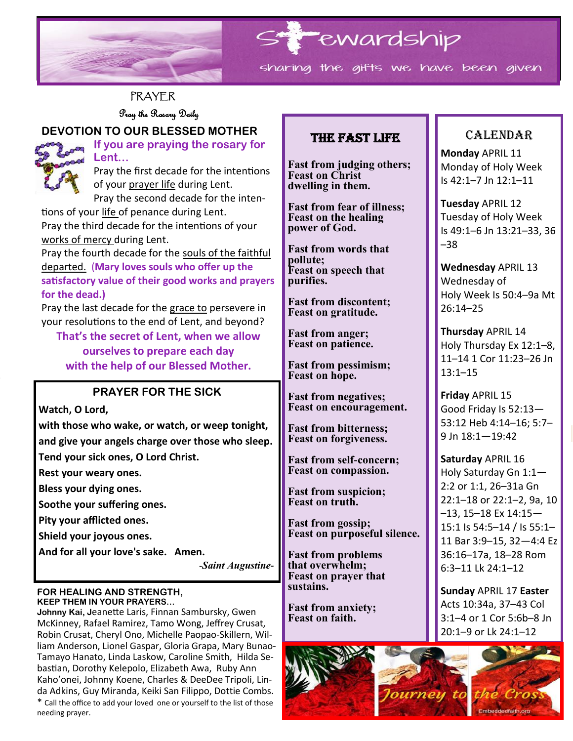# Stewardship

sharing the gifts we have been given

## PRAYER

Pray the Rosary Daily

### DEVOTION TO OUR BLESSED MOTHER

**If you are praying the rosary for Lent…**

Pray the first decade for the intentions of your prayer life during Lent.

Pray the second decade for the intentions of your life of penance during Lent.

Pray the third decade for the intentions of your works of mercy during Lent.

Pray the fourth decade for the souls of the faithful departed. **(Mary loves souls who offer up the satisfactory value of their good works and prayers for the dead.)**

Pray the last decade for the grace to persevere in your resolutions to the end of Lent, and beyond?

**That's the secret of Lent, when we allow ourselves to prepare each day with the help of our Blessed Mother.**

### PRAYER FOR THE SICK

**Watch, O Lord,**
**with those who wake, or watch, or weep tonight,**
**and give your angels charge over those who sleep.**
**Tend your sick ones, O Lord Christ.**
**Rest your weary ones.**
**Bless your dying ones.**
**Soothe your suffering ones.**
**Pity your afflicted ones.**
**Shield your joyous ones.**
**And for all your love's sake. Amen.**

*-Saint Augustine-*

**FOR HEALING AND STRENGTH,**
**KEEP THEM IN YOUR PRAYERS...**

**Johnny Kai, J**eanette Laris, Finnan Sambursky, Gwen McKinney, Rafael Ramirez, Tamo Wong, Jeffrey Crusat, Robin Crusat, Cheryl Ono, Michelle Paopao-Skillern, William Anderson, Lionel Gaspar, Gloria Grapa, Mary Bunao-Tamayo Hanato, Linda Laskow, Caroline Smith, Hilda Sebastian, Dorothy Kelepolo, Elizabeth Awa, Ruby Ann Kaho'onei, Johnny Koene, Charles & DeeDee Tripoli, Linda Adkins, Guy Miranda, Keiki San Filippo, Dottie Combs.

* Call the office to add your loved one or yourself to the list of those needing prayer.

## THE FAST LIFE

**Fast from judging others;**
**Feast on Christ dwelling in them.**

**Fast from fear of illness;**
**Feast on the healing power of God.**

**Fast from words that pollute;**
**Feast on speech that purifies.**

**Fast from discontent;**
**Feast on gratitude.**

**Fast from anger;**
**Feast on patience.**

**Fast from pessimism;**
**Feast on hope.**

**Fast from negatives;**
**Feast on encouragement.**

**Fast from bitterness;**
**Feast on forgiveness.**

**Fast from self-concern;**
**Feast on compassion.**

**Fast from suspicion;**
**Feast on truth.**

**Fast from gossip;**
**Feast on purposeful silence.**

**Fast from problems that overwhelm;**
**Feast on prayer that sustains.**

**Fast from anxiety;**
**Feast on faith.**

## CALENDAR

**Monday** APRIL 11
Monday of Holy Week
Is 42:1–7 Jn 12:1–11

**Tuesday** APRIL 12
Tuesday of Holy Week
Is 49:1–6 Jn 13:21–33, 36–38

**Wednesday** APRIL 13
Wednesday of Holy Week Is 50:4–9a Mt 26:14–25

**Thursday** APRIL 14
Holy Thursday Ex 12:1–8, 11–14 1 Cor 11:23–26 Jn 13:1–15

**Friday** APRIL 15
Good Friday Is 52:13—53:12 Heb 4:14–16; 5:7–9 Jn 18:1—19:42

**Saturday** APRIL 16
Holy Saturday Gn 1:1—2:2 or 1:1, 26–31a Gn 22:1–18 or 22:1–2, 9a, 10–13, 15–18 Ex 14:15—15:1 Is 54:5–14 / Is 55:1–11 Bar 3:9–15, 32—4:4 Ez 36:16–17a, 18–28 Rom 6:3–11 Lk 24:1–12

**Sunday** APRIL 17 **Easter**
Acts 10:34a, 37–43 Col 3:1–4 or 1 Cor 5:6b–8 Jn 20:1–9 or Lk 24:1–12

Journey to the Cross

Embeddedfaith.org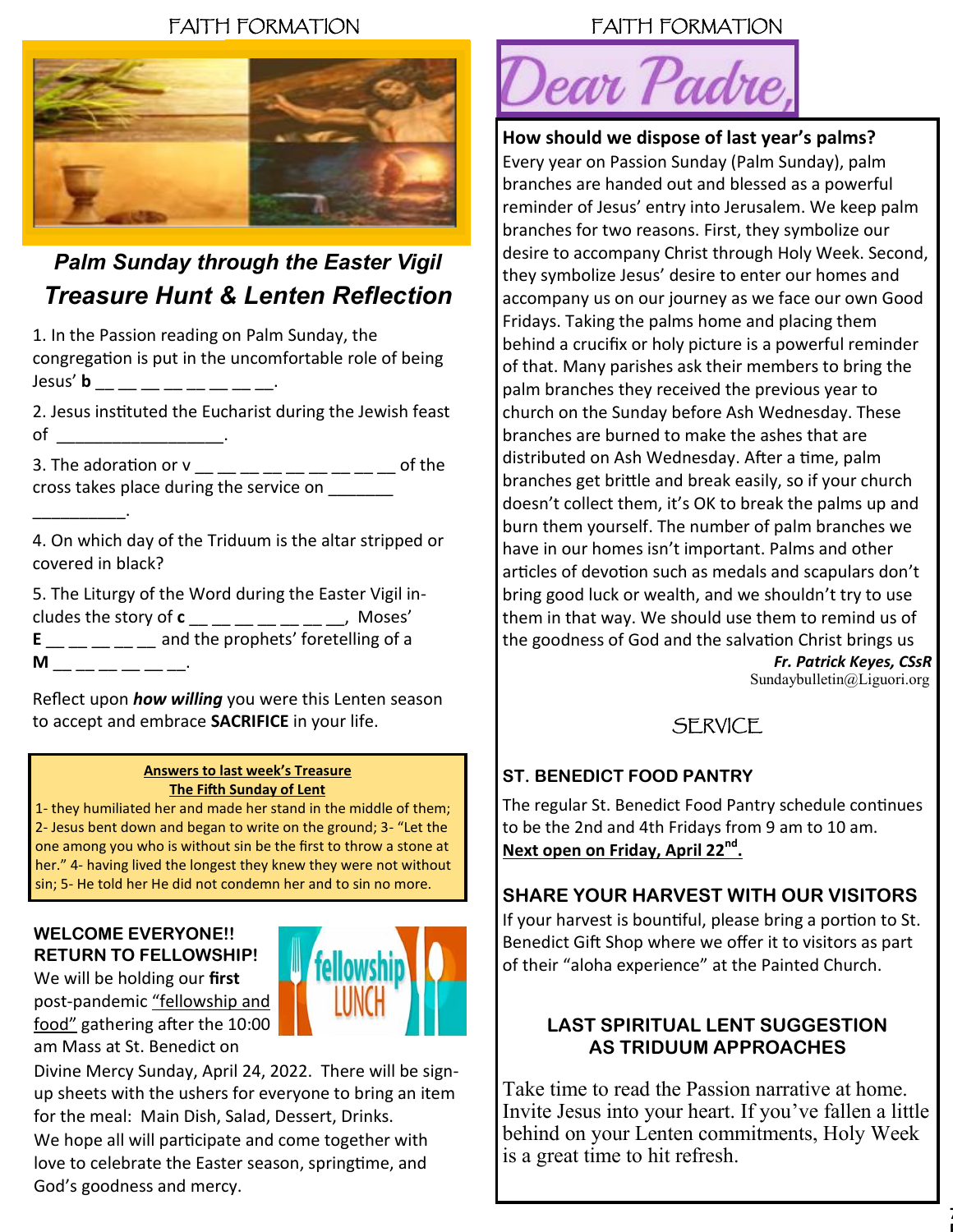## FAITH FORMATION

### *Palm Sunday through the Easter Vigil*
### *Treasure Hunt & Lenten Reflection*

1. In the Passion reading on Palm Sunday, the congregation is put in the uncomfortable role of being Jesus' **b** __ __ __ __ __ __ __ __ __.

2. Jesus instituted the Eucharist during the Jewish feast of _________________.

3. The adoration or v __ __ __ __ __ __ __ __ __ __ of the cross takes place during the service on _______ __________.

4. On which day of the Triduum is the altar stripped or covered in black?

5. The Liturgy of the Word during the Easter Vigil includes the story of **c** __ __ __ __ __ __ __ __, Moses' **E** __ __ __ __ __ __ and the prophets' foretelling of a **M** __ __ __ __ __ __ __.

Reflect upon ***how willing*** you were this Lenten season to accept and embrace **SACRIFICE** in your life.

**Answers to last week's Treasure**
**The Fifth Sunday of Lent**

1- they humiliated her and made her stand in the middle of them; 2- Jesus bent down and began to write on the ground; 3- "Let the one among you who is without sin be the first to throw a stone at her." 4- having lived the longest they knew they were not without sin; 5- He told her He did not condemn her and to sin no more.

**WELCOME EVERYONE!!**
**RETURN TO FELLOWSHIP!**

We will be holding our **first** post-pandemic "fellowship and food" gathering after the 10:00 am Mass at St. Benedict on Divine Mercy Sunday, April 24, 2022. There will be sign-up sheets with the ushers for everyone to bring an item for the meal: Main Dish, Salad, Dessert, Drinks. We hope all will participate and come together with love to celebrate the Easter season, springtime, and God's goodness and mercy.

## FAITH FORMATION

### Dear Padre,

**How should we dispose of last year's palms?**

Every year on Passion Sunday (Palm Sunday), palm branches are handed out and blessed as a powerful reminder of Jesus' entry into Jerusalem. We keep palm branches for two reasons. First, they symbolize our desire to accompany Christ through Holy Week. Second, they symbolize Jesus' desire to enter our homes and accompany us on our journey as we face our own Good Fridays. Taking the palms home and placing them behind a crucifix or holy picture is a powerful reminder of that. Many parishes ask their members to bring the palm branches they received the previous year to church on the Sunday before Ash Wednesday. These branches are burned to make the ashes that are distributed on Ash Wednesday. After a time, palm branches get brittle and break easily, so if your church doesn't collect them, it's OK to break the palms up and burn them yourself. The number of palm branches we have in our homes isn't important. Palms and other articles of devotion such as medals and scapulars don't bring good luck or wealth, and we shouldn't try to use them in that way. We should use them to remind us of the goodness of God and the salvation Christ brings us

***Fr. Patrick Keyes, CSsR***
Sundaybulletin@Liguori.org

## SERVICE

### ST. BENEDICT FOOD PANTRY

The regular St. Benedict Food Pantry schedule continues to be the 2nd and 4th Fridays from 9 am to 10 am.
**Next open on Friday, April 22nd.**

### SHARE YOUR HARVEST WITH OUR VISITORS

If your harvest is bountiful, please bring a portion to St. Benedict Gift Shop where we offer it to visitors as part of their "aloha experience" at the Painted Church.

### LAST SPIRITUAL LENT SUGGESTION AS TRIDUUM APPROACHES

Take time to read the Passion narrative at home. Invite Jesus into your heart. If you've fallen a little behind on your Lenten commitments, Holy Week is a great time to hit refresh.